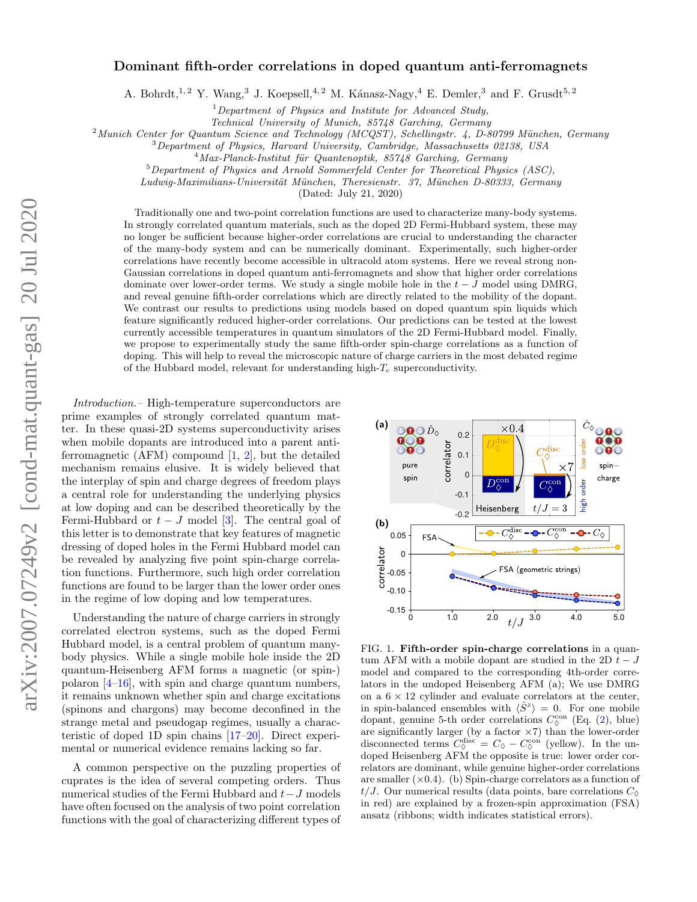# Dominant fifth-order correlations in doped quantum anti-ferromagnets

A. Bohrdt,[1,2] Y. Wang,[3] J. Koepsell,[4,2] M. Kánasz-Nagy,[4] E. Demler,[3] and F. Grusdt[5,2]

[1] *Department of Physics and Institute for Advanced Study, Technical University of Munich, 85748 Garching, Germany*
[2] *Munich Center for Quantum Science and Technology (MCQST), Schellingstr. 4, D-80799 München, Germany*
[3] *Department of Physics, Harvard University, Cambridge, Massachusetts 02138, USA*
[4] *Max-Planck-Institut für Quantenoptik, 85748 Garching, Germany*
[5] *Department of Physics and Arnold Sommerfeld Center for Theoretical Physics (ASC), Ludwig-Maximilians-Universität München, Theresienstr. 37, München D-80333, Germany*

(Dated: July 21, 2020)

Traditionally one and two-point correlation functions are used to characterize many-body systems. In strongly correlated quantum materials, such as the doped 2D Fermi-Hubbard system, these may no longer be sufficient because higher-order correlations are crucial to understanding the character of the many-body system and can be numerically dominant. Experimentally, such higher-order correlations have recently become accessible in ultracold atom systems. Here we reveal strong non-Gaussian correlations in doped quantum anti-ferromagnets and show that higher order correlations dominate over lower-order terms. We study a single mobile hole in the $t-J$ model using DMRG, and reveal genuine fifth-order correlations which are directly related to the mobility of the dopant. We contrast our results to predictions using models based on doped quantum spin liquids which feature significantly reduced higher-order correlations. Our predictions can be tested at the lowest currently accessible temperatures in quantum simulators of the 2D Fermi-Hubbard model. Finally, we propose to experimentally study the same fifth-order spin-charge correlations as a function of doping. This will help to reveal the microscopic nature of charge carriers in the most debated regime of the Hubbard model, relevant for understanding high-$T_c$ superconductivity.

*Introduction.–* High-temperature superconductors are prime examples of strongly correlated quantum matter. In these quasi-2D systems superconductivity arises when mobile dopants are introduced into a parent anti-ferromagnetic (AFM) compound [1, 2], but the detailed mechanism remains elusive. It is widely believed that the interplay of spin and charge degrees of freedom plays a central role for understanding the underlying physics at low doping and can be described theoretically by the Fermi-Hubbard or $t-J$ model [3]. The central goal of this letter is to demonstrate that key features of magnetic dressing of doped holes in the Fermi Hubbard model can be revealed by analyzing five point spin-charge correlation functions. Furthermore, such high order correlation functions are found to be larger than the lower order ones in the regime of low doping and low temperatures.

Understanding the nature of charge carriers in strongly correlated electron systems, such as the doped Fermi Hubbard model, is a central problem of quantum many-body physics. While a single mobile hole inside the 2D quantum-Heisenberg AFM forms a magnetic (or spin-) polaron [4–16], with spin and charge quantum numbers, it remains unknown whether spin and charge excitations (spinons and chargons) may become deconfined in the strange metal and pseudogap regimes, usually a characteristic of doped 1D spin chains [17–20]. Direct experimental or numerical evidence remains lacking so far.

A common perspective on the puzzling properties of cuprates is the idea of several competing orders. Thus numerical studies of the Fermi Hubbard and $t-J$ models have often focused on the analysis of two point correlation functions with the goal of characterizing different types of

FIG. 1. **Fifth-order spin-charge correlations** in a quantum AFM with a mobile dopant are studied in the 2D $t-J$ model and compared to the corresponding 4th-order correlators in the undoped Heisenberg AFM (a); We use DMRG on a $6\times 12$ cylinder and evaluate correlators at the center, in spin-balanced ensembles with $\langle \hat{S}^z\rangle = 0$. For one mobile dopant, genuine 5-th order correlations $C^{\rm con}_{\diamondsuit}$ (Eq. (2), blue) are significantly larger (by a factor $\times 7$) than the lower-order disconnected terms $C^{\rm disc}_{\diamondsuit} = C_{\diamondsuit} - C^{\rm con}_{\diamondsuit}$ (yellow). In the undoped Heisenberg AFM the opposite is true: lower order correlators are dominant, while genuine higher-order correlations are smaller ($\times 0.4$). (b) Spin-charge correlators as a function of $t/J$. Our numerical results (data points, bare correlations $C_{\diamondsuit}$ in red) are explained by a frozen-spin approximation (FSA) ansatz (ribbons; width indicates statistical errors).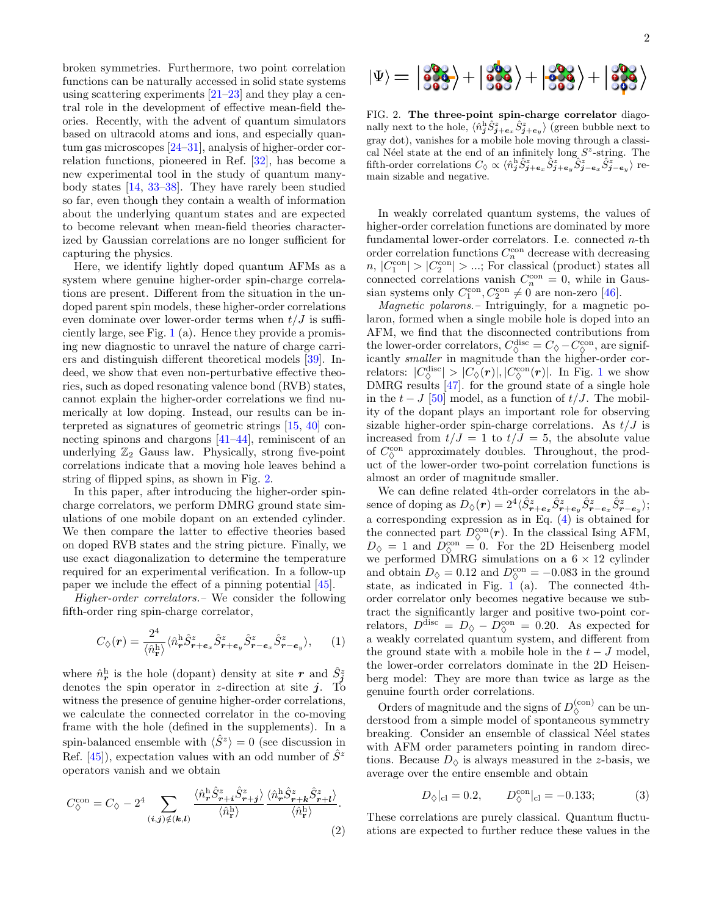broken symmetries. Furthermore, two point correlation functions can be naturally accessed in solid state systems using scattering experiments [21–23] and they play a central role in the development of effective mean-field theories. Recently, with the advent of quantum simulators based on ultracold atoms and ions, and especially quantum gas microscopes [24–31], analysis of higher-order correlation functions, pioneered in Ref. [32], has become a new experimental tool in the study of quantum many-body states [14, 33–38]. They have rarely been studied so far, even though they contain a wealth of information about the underlying quantum states and are expected to become relevant when mean-field theories characterized by Gaussian correlations are no longer sufficient for capturing the physics.

Here, we identify lightly doped quantum AFMs as a system where genuine higher-order spin-charge correlations are present. Different from the situation in the undoped parent spin models, these higher-order correlations even dominate over lower-order terms when $t/J$ is sufficiently large, see Fig. 1 (a). Hence they provide a promising new diagnostic to unravel the nature of charge carriers and distinguish different theoretical models [39]. Indeed, we show that even non-perturbative effective theories, such as doped resonating valence bond (RVB) states, cannot explain the higher-order correlations we find numerically at low doping. Instead, our results can be interpreted as signatures of geometric strings [15, 40] connecting spinons and chargons [41–44], reminiscent of an underlying $\mathbb{Z}_2$ Gauss law. Physically, strong five-point correlations indicate that a moving hole leaves behind a string of flipped spins, as shown in Fig. 2.

In this paper, after introducing the higher-order spin-charge correlators, we perform DMRG ground state simulations of one mobile dopant on an extended cylinder. We then compare the latter to effective theories based on doped RVB states and the string picture. Finally, we use exact diagonalization to determine the temperature required for an experimental verification. In a follow-up paper we include the effect of a pinning potential [45].

*Higher-order correlators.–* We consider the following fifth-order ring spin-charge correlator,

$$C_\diamondsuit(\boldsymbol{r}) = \frac{2^4}{\langle \hat{n}^{\rm h}_{\boldsymbol{r}} \rangle} \langle \hat{n}^{\rm h}_{\boldsymbol{r}} \hat{S}^z_{\boldsymbol{r}+\boldsymbol{e}_x} \hat{S}^z_{\boldsymbol{r}+\boldsymbol{e}_y} \hat{S}^z_{\boldsymbol{r}-\boldsymbol{e}_x} \hat{S}^z_{\boldsymbol{r}-\boldsymbol{e}_y} \rangle, \qquad (1)$$

where $\hat{n}^{\rm h}_{\boldsymbol{r}}$ is the hole (dopant) density at site $\boldsymbol{r}$ and $\hat{S}^z_{\boldsymbol{j}}$ denotes the spin operator in $z$-direction at site $\boldsymbol{j}$. To witness the presence of genuine higher-order correlations, we calculate the connected correlator in the co-moving frame with the hole (defined in the supplements). In a spin-balanced ensemble with $\langle \hat{S}^z \rangle = 0$ (see discussion in Ref. [45]), expectation values with an odd number of $\hat{S}^z$ operators vanish and we obtain

$$C^{\rm con}_\diamondsuit = C_\diamondsuit - 2^4 \sum_{(\boldsymbol{i},\boldsymbol{j}) \notin (\boldsymbol{k},\boldsymbol{l})} \frac{\langle \hat{n}^{\rm h}_{\boldsymbol{r}} \hat{S}^z_{\boldsymbol{r}+\boldsymbol{i}} \hat{S}^z_{\boldsymbol{r}+\boldsymbol{j}} \rangle}{\langle \hat{n}^{\rm h}_{\boldsymbol{r}} \rangle} \frac{\langle \hat{n}^{\rm h}_{\boldsymbol{r}} \hat{S}^z_{\boldsymbol{r}+\boldsymbol{k}} \hat{S}^z_{\boldsymbol{r}+\boldsymbol{l}} \rangle}{\langle \hat{n}^{\rm h}_{\boldsymbol{r}} \rangle}. \qquad (2)$$

$$|\Psi\rangle = |\ldots\rangle + |\ldots\rangle + |\ldots\rangle + |\ldots\rangle$$

FIG. 2. **The three-point spin-charge correlator** diagonally next to the hole, $\langle \hat{n}^{\rm h}_{\boldsymbol{j}} \hat{S}^z_{\boldsymbol{j}+\boldsymbol{e}_x} \hat{S}^z_{\boldsymbol{j}+\boldsymbol{e}_y} \rangle$ (green bubble next to gray dot), vanishes for a mobile hole moving through a classical Néel state at the end of an infinitely long $S^z$-string. The fifth-order correlations $C_\diamondsuit \propto \langle \hat{n}^{\rm h}_{\boldsymbol{j}} \hat{S}^z_{\boldsymbol{j}+\boldsymbol{e}_x} \hat{S}^z_{\boldsymbol{j}+\boldsymbol{e}_y} \hat{S}^z_{\boldsymbol{j}-\boldsymbol{e}_x} \hat{S}^z_{\boldsymbol{j}-\boldsymbol{e}_y} \rangle$ remain sizable and negative.

In weakly correlated quantum systems, the values of higher-order correlation functions are dominated by more fundamental lower-order correlators. I.e. connected $n$-th order correlation functions $C^{\rm con}_n$ decrease with decreasing $n$, $|C^{\rm con}_1| > |C^{\rm con}_2| > \ldots$; For classical (product) states all connected correlations vanish $C^{\rm con}_n = 0$, while in Gaussian systems only $C^{\rm con}_1, C^{\rm con}_2 \neq 0$ are non-zero [46].

*Magnetic polarons.–* Intriguingly, for a magnetic polaron, formed when a single mobile hole is doped into an AFM, we find that the disconnected contributions from the lower-order correlators, $C^{\rm disc}_\diamondsuit = C_\diamondsuit - C^{\rm con}_\diamondsuit$, are significantly *smaller* in magnitude than the higher-order correlators: $|C^{\rm disc}_\diamondsuit| > |C_\diamondsuit(\boldsymbol{r})|, |C^{\rm con}_\diamondsuit(\boldsymbol{r})|$. In Fig. 1 we show DMRG results [47]. for the ground state of a single hole in the $t-J$ [50] model, as a function of $t/J$. The mobility of the dopant plays an important role for observing sizable higher-order spin-charge correlations. As $t/J$ is increased from $t/J = 1$ to $t/J = 5$, the absolute value of $C^{\rm con}_\diamondsuit$ approximately doubles. Throughout, the product of the lower-order two-point correlation functions is almost an order of magnitude smaller.

We can define related 4th-order correlators in the absence of doping as $D_\diamondsuit(\boldsymbol{r}) = 2^4 \langle \hat{S}^z_{\boldsymbol{r}+\boldsymbol{e}_x} \hat{S}^z_{\boldsymbol{r}+\boldsymbol{e}_y} \hat{S}^z_{\boldsymbol{r}-\boldsymbol{e}_x} \hat{S}^z_{\boldsymbol{r}-\boldsymbol{e}_y} \rangle$; a corresponding expression as in Eq. (4) is obtained for the connected part $D^{\rm con}_\diamondsuit(\boldsymbol{r})$. In the classical Ising AFM, $D_\diamondsuit = 1$ and $D^{\rm con}_\diamondsuit = 0$. For the 2D Heisenberg model we performed DMRG simulations on a $6 \times 12$ cylinder and obtain $D_\diamondsuit = 0.12$ and $D^{\rm con}_\diamondsuit = -0.083$ in the ground state, as indicated in Fig. 1 (a). The connected 4th-order correlator only becomes negative because we subtract the significantly larger and positive two-point correlators, $D^{\rm disc} = D_\diamondsuit - D^{\rm con}_\diamondsuit = 0.20$. As expected for a weakly correlated quantum system, and different from the ground state with a mobile hole in the $t-J$ model, the lower-order correlators dominate in the 2D Heisenberg model: They are more than twice as large as the genuine fourth order correlations.

Orders of magnitude and the signs of $D^{\rm (con)}_\diamondsuit$ can be understood from a simple model of spontaneous symmetry breaking. Consider an ensemble of classical Néel states with AFM order parameters pointing in random directions. Because $D_\diamondsuit$ is always measured in the $z$-basis, we average over the entire ensemble and obtain

$$D_\diamondsuit|_{\rm cl} = 0.2, \qquad D^{\rm con}_\diamondsuit|_{\rm cl} = -0.133; \qquad (3)$$

These correlations are purely classical. Quantum fluctuations are expected to further reduce these values in the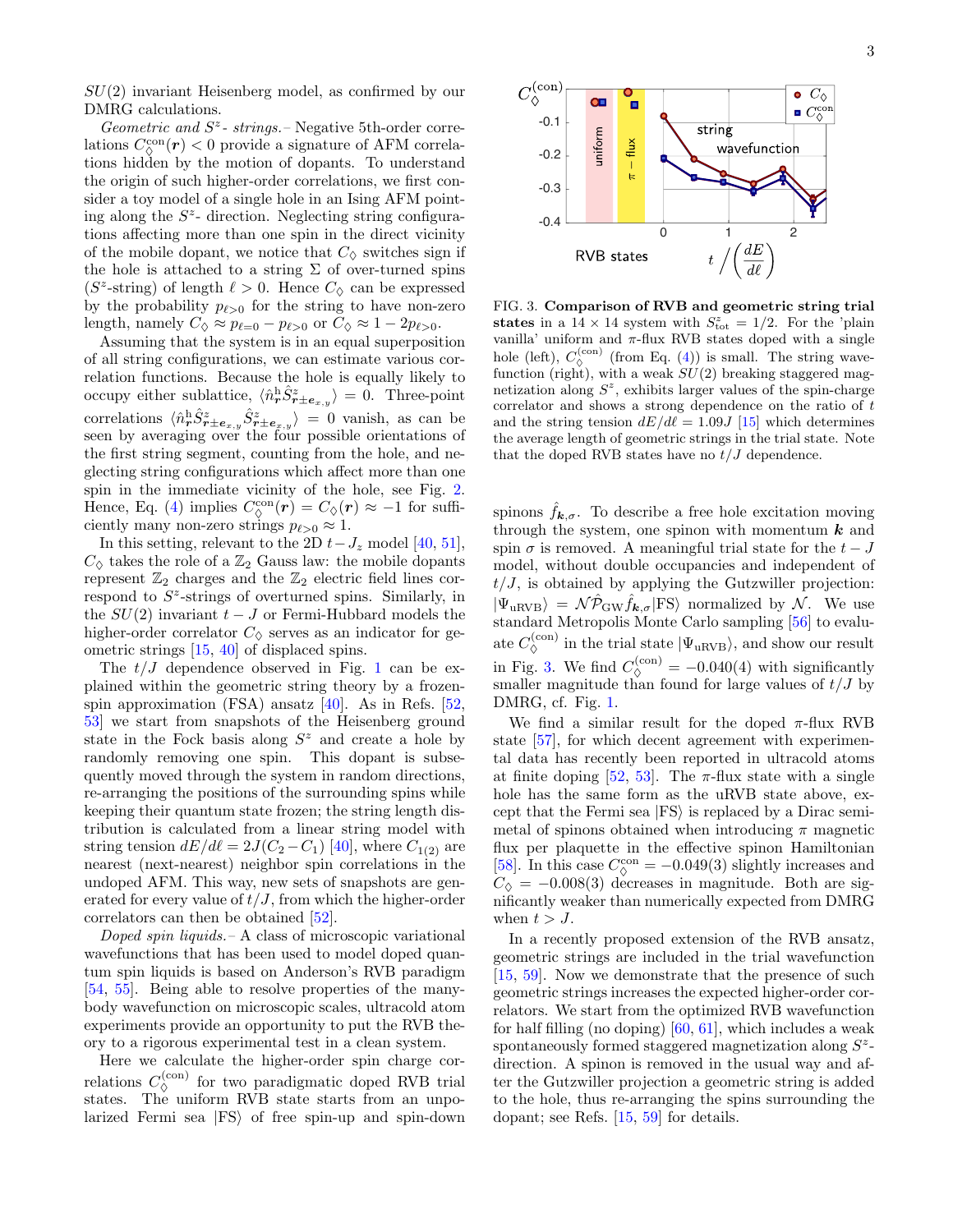$SU(2)$ invariant Heisenberg model, as confirmed by our DMRG calculations.

*Geometric and $S^z$- strings.*– Negative 5th-order correlations $C^{\rm con}_{\Diamond}(\boldsymbol{r}) < 0$ provide a signature of AFM correlations hidden by the motion of dopants. To understand the origin of such higher-order correlations, we first consider a toy model of a single hole in an Ising AFM pointing along the $S^z$- direction. Neglecting string configurations affecting more than one spin in the direct vicinity of the mobile dopant, we notice that $C_\Diamond$ switches sign if the hole is attached to a string $\Sigma$ of over-turned spins ($S^z$-string) of length $\ell > 0$. Hence $C_\Diamond$ can be expressed by the probability $p_{\ell>0}$ for the string to have non-zero length, namely $C_\Diamond \approx p_{\ell=0} - p_{\ell>0}$ or $C_\Diamond \approx 1 - 2p_{\ell>0}$.

Assuming that the system is in an equal superposition of all string configurations, we can estimate various correlation functions. Because the hole is equally likely to occupy either sublattice, $\langle \hat{n}^{\rm h}_{\boldsymbol{r}} \hat{S}^z_{\boldsymbol{r}\pm\boldsymbol{e}_{x,y}} \rangle = 0$. Three-point correlations $\langle \hat{n}^{\rm h}_{\boldsymbol{r}} \hat{S}^z_{\boldsymbol{r}\pm\boldsymbol{e}_{x,y}} \hat{S}^z_{\boldsymbol{r}\pm\boldsymbol{e}_{x,y}} \rangle = 0$ vanish, as can be seen by averaging over the four possible orientations of the first string segment, counting from the hole, and neglecting string configurations which affect more than one spin in the immediate vicinity of the hole, see Fig. 2. Hence, Eq. (4) implies $C^{\rm con}_{\Diamond}(\boldsymbol{r}) = C_\Diamond(\boldsymbol{r}) \approx -1$ for sufficiently many non-zero strings $p_{\ell>0} \approx 1$.

In this setting, relevant to the 2D $t-J_z$ model [40, 51], $C_\Diamond$ takes the role of a $\mathbb{Z}_2$ Gauss law: the mobile dopants represent $\mathbb{Z}_2$ charges and the $\mathbb{Z}_2$ electric field lines correspond to $S^z$-strings of overturned spins. Similarly, in the $SU(2)$ invariant $t-J$ or Fermi-Hubbard models the higher-order correlator $C_\Diamond$ serves as an indicator for geometric strings [15, 40] of displaced spins.

The $t/J$ dependence observed in Fig. 1 can be explained within the geometric string theory by a frozen-spin approximation (FSA) ansatz [40]. As in Refs. [52, 53] we start from snapshots of the Heisenberg ground state in the Fock basis along $S^z$ and create a hole by randomly removing one spin. This dopant is subsequently moved through the system in random directions, re-arranging the positions of the surrounding spins while keeping their quantum state frozen; the string length distribution is calculated from a linear string model with string tension $dE/d\ell = 2J(C_2 - C_1)$ [40], where $C_{1(2)}$ are nearest (next-nearest) neighbor spin correlations in the undoped AFM. This way, new sets of snapshots are generated for every value of $t/J$, from which the higher-order correlators can then be obtained [52].

*Doped spin liquids.*– A class of microscopic variational wavefunctions that has been used to model doped quantum spin liquids is based on Anderson's RVB paradigm [54, 55]. Being able to resolve properties of the many-body wavefunction on microscopic scales, ultracold atom experiments provide an opportunity to put the RVB theory to a rigorous experimental test in a clean system.

Here we calculate the higher-order spin charge correlations $C^{\rm (con)}_{\Diamond}$ for two paradigmatic doped RVB trial states. The uniform RVB state starts from an unpolarized Fermi sea $|{\rm FS}\rangle$ of free spin-up and spin-down spinons $\hat{f}_{\boldsymbol{k},\sigma}$. To describe a free hole excitation moving through the system, one spinon with momentum $\boldsymbol{k}$ and spin $\sigma$ is removed. A meaningful trial state for the $t-J$ model, without double occupancies and independent of $t/J$, is obtained by applying the Gutzwiller projection: $|\Psi_{\rm uRVB}\rangle = \mathcal{N}\hat{\mathcal{P}}_{\rm GW}\hat{f}_{\boldsymbol{k},\sigma}|{\rm FS}\rangle$ normalized by $\mathcal{N}$. We use standard Metropolis Monte Carlo sampling [56] to evaluate $C^{\rm (con)}_{\Diamond}$ in the trial state $|\Psi_{\rm uRVB}\rangle$, and show our result in Fig. 3. We find $C^{\rm (con)}_{\Diamond} = -0.040(4)$ with significantly smaller magnitude than found for large values of $t/J$ by DMRG, cf. Fig. 1.

FIG. 3. **Comparison of RVB and geometric string trial states** in a $14 \times 14$ system with $S^z_{\rm tot} = 1/2$. For the 'plain vanilla' uniform and $\pi$-flux RVB states doped with a single hole (left), $C^{\rm (con)}_{\Diamond}$ (from Eq. (4)) is small. The string wavefunction (right), with a weak $SU(2)$ breaking staggered magnetization along $S^z$, exhibits larger values of the spin-charge correlator and shows a strong dependence on the ratio of $t$ and the string tension $dE/d\ell = 1.09J$ [15] which determines the average length of geometric strings in the trial state. Note that the doped RVB states have no $t/J$ dependence.

We find a similar result for the doped $\pi$-flux RVB state [57], for which decent agreement with experimental data has recently been reported in ultracold atoms at finite doping [52, 53]. The $\pi$-flux state with a single hole has the same form as the uRVB state above, except that the Fermi sea $|{\rm FS}\rangle$ is replaced by a Dirac semi-metal of spinons obtained when introducing $\pi$ magnetic flux per plaquette in the effective spinon Hamiltonian [58]. In this case $C^{\rm con}_{\Diamond} = -0.049(3)$ slightly increases and $C_\Diamond = -0.008(3)$ decreases in magnitude. Both are significantly weaker than numerically expected from DMRG when $t > J$.

In a recently proposed extension of the RVB ansatz, geometric strings are included in the trial wavefunction [15, 59]. Now we demonstrate that the presence of such geometric strings increases the expected higher-order correlators. We start from the optimized RVB wavefunction for half filling (no doping) [60, 61], which includes a weak spontaneously formed staggered magnetization along $S^z$-direction. A spinon is removed in the usual way and after the Gutzwiller projection a geometric string is added to the hole, thus re-arranging the spins surrounding the dopant; see Refs. [15, 59] for details.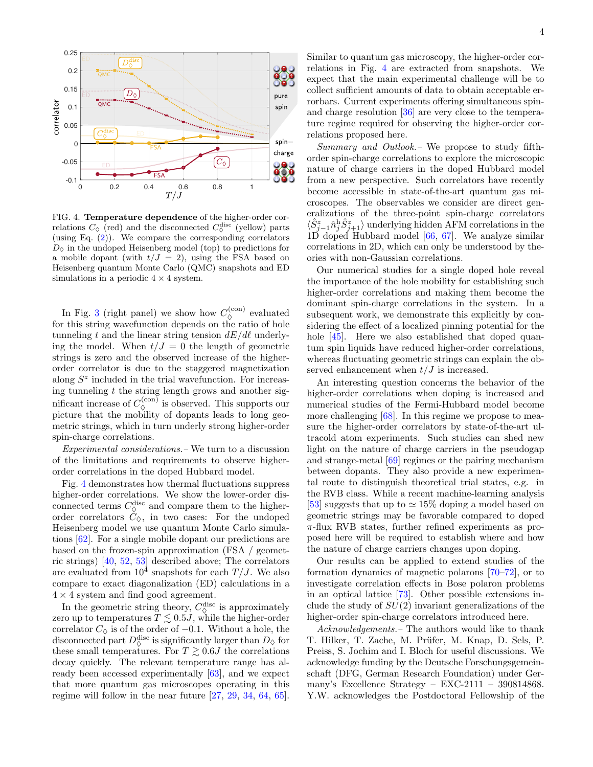FIG. 4. **Temperature dependence** of the higher-order correlations $C_\Diamond$ (red) and the disconnected $C_\Diamond^{\text{disc}}$ (yellow) parts (using Eq. (2)). We compare the corresponding correlators $D_\Diamond$ in the undoped Heisenberg model (top) to predictions for a mobile dopant (with $t/J = 2$), using the FSA based on Heisenberg quantum Monte Carlo (QMC) snapshots and ED simulations in a periodic $4 \times 4$ system.

In Fig. 3 (right panel) we show how $C_\Diamond^{(\text{con})}$ evaluated for this string wavefunction depends on the ratio of hole tunneling $t$ and the linear string tension $dE/d\ell$ underlying the model. When $t/J = 0$ the length of geometric strings is zero and the observed increase of the higher-order correlator is due to the staggered magnetization along $S^z$ included in the trial wavefunction. For increasing tunneling $t$ the string length grows and another significant increase of $C_\Diamond^{(\text{con})}$ is observed. This supports our picture that the mobility of dopants leads to long geometric strings, which in turn underly strong higher-order spin-charge correlations.

*Experimental considerations.–* We turn to a discussion of the limitations and requirements to observe higher-order correlations in the doped Hubbard model.

Fig. 4 demonstrates how thermal fluctuations suppress higher-order correlations. We show the lower-order disconnected terms $C_\Diamond^{\text{disc}}$ and compare them to the higher-order correlators $C_\Diamond$, in two cases: For the undoped Heisenberg model we use quantum Monte Carlo simulations [62]. For a single mobile dopant our predictions are based on the frozen-spin approximation (FSA / geometric strings) [40, 52, 53] described above; The correlators are evaluated from $10^4$ snapshots for each $T/J$. We also compare to exact diagonalization (ED) calculations in a $4 \times 4$ system and find good agreement.

In the geometric string theory, $C_\Diamond^{\text{disc}}$ is approximately zero up to temperatures $T \lesssim 0.5J$, while the higher-order correlator $C_\Diamond$ is of the order of $-0.1$. Without a hole, the disconnected part $D_\Diamond^{\text{disc}}$ is significantly larger than $D_\Diamond$ for these small temperatures. For $T \gtrsim 0.6J$ the correlations decay quickly. The relevant temperature range has already been accessed experimentally [63], and we expect that more quantum gas microscopes operating in this regime will follow in the near future [27, 29, 34, 64, 65].

Similar to quantum gas microscopy, the higher-order correlations in Fig. 4 are extracted from snapshots. We expect that the main experimental challenge will be to collect sufficient amounts of data to obtain acceptable errorbars. Current experiments offering simultaneous spin- and charge resolution [36] are very close to the temperature regime required for observing the higher-order correlations proposed here.

*Summary and Outlook.–* We propose to study fifth-order spin-charge correlations to explore the microscopic nature of charge carriers in the doped Hubbard model from a new perspective. Such correlators have recently become accessible in state-of-the-art quantum gas microscopes. The observables we consider are direct generalizations of the three-point spin-charge correlators $\langle \hat{S}^z_{j-1} \hat{n}^{\text{h}}_j \hat{S}^z_{j+1} \rangle$ underlying hidden AFM correlations in the 1D doped Hubbard model [66, 67]. We analyze similar correlations in 2D, which can only be understood by theories with non-Gaussian correlations.

Our numerical studies for a single doped hole reveal the importance of the hole mobility for establishing such higher-order correlations and making them become the dominant spin-charge correlations in the system. In a subsequent work, we demonstrate this explicitly by considering the effect of a localized pinning potential for the hole [45]. Here we also established that doped quantum spin liquids have reduced higher-order correlations, whereas fluctuating geometric strings can explain the observed enhancement when $t/J$ is increased.

An interesting question concerns the behavior of the higher-order correlations when doping is increased and numerical studies of the Fermi-Hubbard model become more challenging [68]. In this regime we propose to measure the higher-order correlators by state-of-the-art ultracold atom experiments. Such studies can shed new light on the nature of charge carriers in the pseudogap and strange-metal [69] regimes or the pairing mechanism between dopants. They also provide a new experimental route to distinguish theoretical trial states, e.g. in the RVB class. While a recent machine-learning analysis [53] suggests that up to $\simeq 15\%$ doping a model based on geometric strings may be favorable compared to doped $\pi$-flux RVB states, further refined experiments as proposed here will be required to establish where and how the nature of charge carriers changes upon doping.

Our results can be applied to extend studies of the formation dynamics of magnetic polarons [70–72], or to investigate correlation effects in Bose polaron problems in an optical lattice [73]. Other possible extensions include the study of $SU(2)$ invariant generalizations of the higher-order spin-charge correlators introduced here.

*Acknowledgements.–* The authors would like to thank T. Hilker, T. Zache, M. Prüfer, M. Knap, D. Sels, P. Preiss, S. Jochim and I. Bloch for useful discussions. We acknowledge funding by the Deutsche Forschungsgemeinschaft (DFG, German Research Foundation) under Germany's Excellence Strategy – EXC-2111 – 390814868. Y.W. acknowledges the Postdoctoral Fellowship of the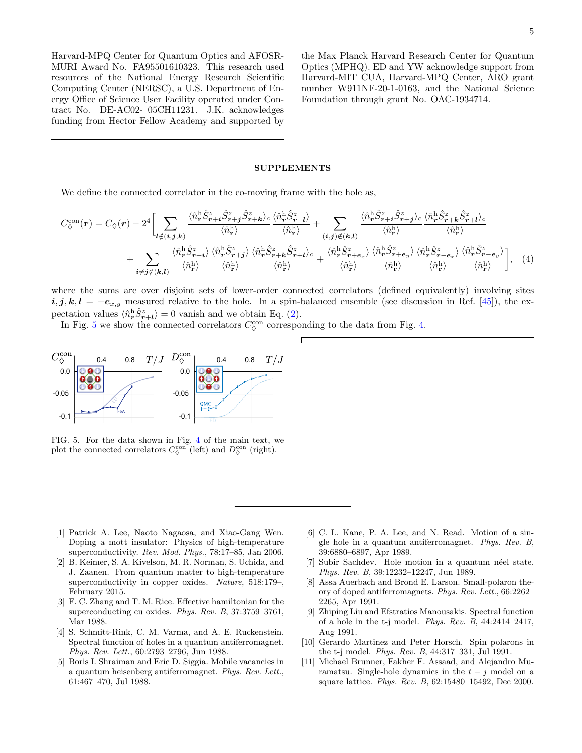Harvard-MPQ Center for Quantum Optics and AFOSR-MURI Award No. FA95501610323. This research used resources of the National Energy Research Scientific Computing Center (NERSC), a U.S. Department of Energy Office of Science User Facility operated under Contract No. DE-AC02- 05CH11231. J.K. acknowledges funding from Hector Fellow Academy and supported by the Max Planck Harvard Research Center for Quantum Optics (MPHQ). ED and YW acknowledge support from Harvard-MIT CUA, Harvard-MPQ Center, ARO grant number W911NF-20-1-0163, and the National Science Foundation through grant No. OAC-1934714.

## SUPPLEMENTS

We define the connected correlator in the co-moving frame with the hole as,

$$
\begin{aligned}
C^{\mathrm{con}}_{\diamondsuit}(\boldsymbol{r}) = C_{\diamondsuit}(\boldsymbol{r}) - 2^4 \Bigg[ &\sum_{\boldsymbol{l}\notin(\boldsymbol{i},\boldsymbol{j},\boldsymbol{k})} \frac{\langle \hat{n}^{\mathrm{h}}_{\mathbf{r}} \hat{S}^z_{\boldsymbol{r}+\boldsymbol{i}} \hat{S}^z_{\boldsymbol{r}+\boldsymbol{j}} \hat{S}^z_{\boldsymbol{r}+\boldsymbol{k}} \rangle_c}{\langle \hat{n}^{\mathrm{h}}_{\mathbf{r}} \rangle} \frac{\langle \hat{n}^{\mathrm{h}}_{\boldsymbol{r}} \hat{S}^z_{\boldsymbol{r}+\boldsymbol{l}} \rangle}{\langle \hat{n}^{\mathrm{h}}_{\mathbf{r}} \rangle} + \sum_{(\boldsymbol{i},\boldsymbol{j})\notin(\boldsymbol{k},\boldsymbol{l})} \frac{\langle \hat{n}^{\mathrm{h}}_{\mathbf{r}} \hat{S}^z_{\boldsymbol{r}+\boldsymbol{i}} \hat{S}^z_{\boldsymbol{r}+\boldsymbol{j}} \rangle_c}{\langle \hat{n}^{\mathrm{h}}_{\mathbf{r}} \rangle} \frac{\langle \hat{n}^{\mathrm{h}}_{\mathbf{r}} \hat{S}^z_{\boldsymbol{r}+\boldsymbol{k}} \hat{S}^z_{\boldsymbol{r}+\boldsymbol{l}} \rangle_c}{\langle \hat{n}^{\mathrm{h}}_{\mathbf{r}} \rangle} \\
&+ \sum_{\boldsymbol{i}\neq\boldsymbol{j}\notin(\boldsymbol{k},\boldsymbol{l})} \frac{\langle \hat{n}^{\mathrm{h}}_{\boldsymbol{r}} \hat{S}^z_{\boldsymbol{r}+\boldsymbol{i}} \rangle}{\langle \hat{n}^{\mathrm{h}}_{\mathbf{r}} \rangle} \frac{\langle \hat{n}^{\mathrm{h}}_{\boldsymbol{r}} \hat{S}^z_{\boldsymbol{r}+\boldsymbol{j}} \rangle}{\langle \hat{n}^{\mathrm{h}}_{\mathbf{r}} \rangle} \frac{\langle \hat{n}^{\mathrm{h}}_{\boldsymbol{r}} \hat{S}^z_{\boldsymbol{r}+\boldsymbol{k}} \hat{S}^z_{\boldsymbol{r}+\boldsymbol{l}} \rangle_c}{\langle \hat{n}^{\mathrm{h}}_{\mathbf{r}} \rangle} + \frac{\langle \hat{n}^{\mathrm{h}}_{\boldsymbol{r}} \hat{S}^z_{\boldsymbol{r}+\boldsymbol{e}_x} \rangle}{\langle \hat{n}^{\mathrm{h}}_{\mathbf{r}} \rangle} \frac{\langle \hat{n}^{\mathrm{h}}_{\boldsymbol{r}} \hat{S}^z_{\boldsymbol{r}+\boldsymbol{e}_y} \rangle}{\langle \hat{n}^{\mathrm{h}}_{\mathbf{r}} \rangle} \frac{\langle \hat{n}^{\mathrm{h}}_{\boldsymbol{r}} \hat{S}^z_{\boldsymbol{r}-\boldsymbol{e}_x} \rangle}{\langle \hat{n}^{\mathrm{h}}_{\mathbf{r}} \rangle} \frac{\langle \hat{n}^{\mathrm{h}}_{\boldsymbol{r}} \hat{S}^z_{\boldsymbol{r}-\boldsymbol{e}_y} \rangle}{\langle \hat{n}^{\mathrm{h}}_{\mathbf{r}} \rangle} \Bigg], \quad (4)
\end{aligned}
$$

where the sums are over disjoint sets of lower-order connected correlators (defined equivalently) involving sites $\boldsymbol{i}, \boldsymbol{j}, \boldsymbol{k}, \boldsymbol{l} = \pm \boldsymbol{e}_{x,y}$ measured relative to the hole. In a spin-balanced ensemble (see discussion in Ref. [45]), the expectation values $\langle \hat{n}^{\mathrm{h}}_{\boldsymbol{r}} \hat{S}^z_{\boldsymbol{r}+\boldsymbol{l}} \rangle = 0$ vanish and we obtain Eq. (2).

In Fig. 5 we show the connected correlators $C^{\mathrm{con}}_{\diamondsuit}$ corresponding to the data from Fig. 4.

FIG. 5. For the data shown in Fig. 4 of the main text, we plot the connected correlators $C^{\mathrm{con}}_{\diamondsuit}$ (left) and $D^{\mathrm{con}}_{\diamondsuit}$ (right).

[1] Patrick A. Lee, Naoto Nagaosa, and Xiao-Gang Wen. Doping a mott insulator: Physics of high-temperature superconductivity. *Rev. Mod. Phys.*, 78:17–85, Jan 2006.

[2] B. Keimer, S. A. Kivelson, M. R. Norman, S. Uchida, and J. Zaanen. From quantum matter to high-temperature superconductivity in copper oxides. *Nature*, 518:179–, February 2015.

[3] F. C. Zhang and T. M. Rice. Effective hamiltonian for the superconducting cu oxides. *Phys. Rev. B*, 37:3759–3761, Mar 1988.

[4] S. Schmitt-Rink, C. M. Varma, and A. E. Ruckenstein. Spectral function of holes in a quantum antiferromagnet. *Phys. Rev. Lett.*, 60:2793–2796, Jun 1988.

[5] Boris I. Shraiman and Eric D. Siggia. Mobile vacancies in a quantum heisenberg antiferromagnet. *Phys. Rev. Lett.*, 61:467–470, Jul 1988.

[6] C. L. Kane, P. A. Lee, and N. Read. Motion of a single hole in a quantum antiferromagnet. *Phys. Rev. B*, 39:6880–6897, Apr 1989.

[7] Subir Sachdev. Hole motion in a quantum néel state. *Phys. Rev. B*, 39:12232–12247, Jun 1989.

[8] Assa Auerbach and Brond E. Larson. Small-polaron theory of doped antiferromagnets. *Phys. Rev. Lett.*, 66:2262–2265, Apr 1991.

[9] Zhiping Liu and Efstratios Manousakis. Spectral function of a hole in the t-j model. *Phys. Rev. B*, 44:2414–2417, Aug 1991.

[10] Gerardo Martinez and Peter Horsch. Spin polarons in the t-j model. *Phys. Rev. B*, 44:317–331, Jul 1991.

[11] Michael Brunner, Fakher F. Assaad, and Alejandro Muramatsu. Single-hole dynamics in the $t - j$ model on a square lattice. *Phys. Rev. B*, 62:15480–15492, Dec 2000.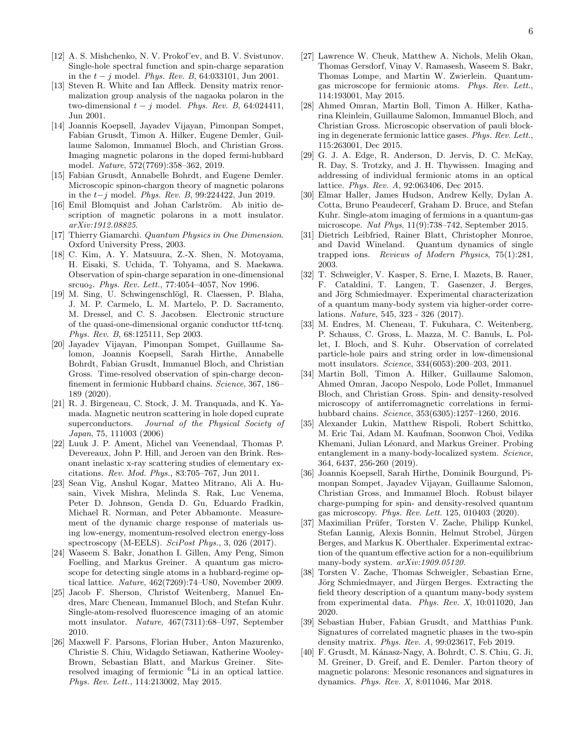[12] A. S. Mishchenko, N. V. Prokof'ev, and B. V. Svistunov. Single-hole spectral function and spin-charge separation in the $t-j$ model. *Phys. Rev. B*, 64:033101, Jun 2001.

[13] Steven R. White and Ian Affleck. Density matrix renormalization group analysis of the nagaoka polaron in the two-dimensional $t-j$ model. *Phys. Rev. B*, 64:024411, Jun 2001.

[14] Joannis Koepsell, Jayadev Vijayan, Pimonpan Sompet, Fabian Grusdt, Timon A. Hilker, Eugene Demler, Guillaume Salomon, Immanuel Bloch, and Christian Gross. Imaging magnetic polarons in the doped fermi-hubbard model. *Nature*, 572(7769):358–362, 2019.

[15] Fabian Grusdt, Annabelle Bohrdt, and Eugene Demler. Microscopic spinon-chargon theory of magnetic polarons in the $t-j$ model. *Phys. Rev. B*, 99:224422, Jun 2019.

[16] Emil Blomquist and Johan Carlström. Ab initio description of magnetic polarons in a mott insulator. *arXiv:1912.08825*.

[17] Thierry Giamarchi. *Quantum Physics in One Dimension*. Oxford University Press, 2003.

[18] C. Kim, A. Y. Matsuura, Z.-X. Shen, N. Motoyama, H. Eisaki, S. Uchida, T. Tohyama, and S. Maekawa. Observation of spin-charge separation in one-dimensional srcuo$_2$. *Phys. Rev. Lett.*, 77:4054–4057, Nov 1996.

[19] M. Sing, U. Schwingenschlögl, R. Claessen, P. Blaha, J. M. P. Carmelo, L. M. Martelo, P. D. Sacramento, M. Dressel, and C. S. Jacobsen. Electronic structure of the quasi-one-dimensional organic conductor ttf-tcnq. *Phys. Rev. B*, 68:125111, Sep 2003.

[20] Jayadev Vijayan, Pimonpan Sompet, Guillaume Salomon, Joannis Koepsell, Sarah Hirthe, Annabelle Bohrdt, Fabian Grusdt, Immanuel Bloch, and Christian Gross. Time-resolved observation of spin-charge deconfinement in fermionic Hubbard chains. *Science*, 367, 186–189 (2020).

[21] R. J. Birgeneau, C. Stock, J. M. Tranquada, and K. Yamada. Magnetic neutron scattering in hole doped cuprate superconductors. *Journal of the Physical Society of Japan*, 75, 111003 (2006)

[22] Luuk J. P. Ament, Michel van Veenendaal, Thomas P. Devereaux, John P. Hill, and Jeroen van den Brink. Resonant inelastic x-ray scattering studies of elementary excitations. *Rev. Mod. Phys.*, 83:705–767, Jun 2011.

[23] Sean Vig, Anshul Kogar, Matteo Mitrano, Ali A. Husain, Vivek Mishra, Melinda S. Rak, Luc Venema, Peter D. Johnson, Genda D. Gu, Eduardo Fradkin, Michael R. Norman, and Peter Abbamonte. Measurement of the dynamic charge response of materials using low-energy, momentum-resolved electron energy-loss spectroscopy (M-EELS). *SciPost Phys.*, 3, 026 (2017).

[24] Waseem S. Bakr, Jonathon I. Gillen, Amy Peng, Simon Foelling, and Markus Greiner. A quantum gas microscope for detecting single atoms in a hubbard-regime optical lattice. *Nature*, 462(7269):74–U80, November 2009.

[25] Jacob F. Sherson, Christof Weitenberg, Manuel Endres, Marc Cheneau, Immanuel Bloch, and Stefan Kuhr. Single-atom-resolved fluorescence imaging of an atomic mott insulator. *Nature*, 467(7311):68–U97, September 2010.

[26] Maxwell F. Parsons, Florian Huber, Anton Mazurenko, Christie S. Chiu, Widagdo Setiawan, Katherine Wooley-Brown, Sebastian Blatt, and Markus Greiner. Site-resolved imaging of fermionic $^6$Li in an optical lattice. *Phys. Rev. Lett.*, 114:213002, May 2015.

[27] Lawrence W. Cheuk, Matthew A. Nichols, Melih Okan, Thomas Gersdorf, Vinay V. Ramasesh, Waseem S. Bakr, Thomas Lompe, and Martin W. Zwierlein. Quantum-gas microscope for fermionic atoms. *Phys. Rev. Lett.*, 114:193001, May 2015.

[28] Ahmed Omran, Martin Boll, Timon A. Hilker, Katharina Kleinlein, Guillaume Salomon, Immanuel Bloch, and Christian Gross. Microscopic observation of pauli blocking in degenerate fermionic lattice gases. *Phys. Rev. Lett.*, 115:263001, Dec 2015.

[29] G. J. A. Edge, R. Anderson, D. Jervis, D. C. McKay, R. Day, S. Trotzky, and J. H. Thywissen. Imaging and addressing of individual fermionic atoms in an optical lattice. *Phys. Rev. A*, 92:063406, Dec 2015.

[30] Elmar Haller, James Hudson, Andrew Kelly, Dylan A. Cotta, Bruno Peaudecerf, Graham D. Bruce, and Stefan Kuhr. Single-atom imaging of fermions in a quantum-gas microscope. *Nat Phys*, 11(9):738–742, September 2015.

[31] Dietrich Leibfried, Rainer Blatt, Christopher Monroe, and David Wineland. Quantum dynamics of single trapped ions. *Reviews of Modern Physics*, 75(1):281, 2003.

[32] T. Schweigler, V. Kasper, S. Erne, I. Mazets, B. Rauer, F. Cataldini, T. Langen, T. Gasenzer, J. Berges, and Jörg Schmiedmayer. Experimental characterization of a quantum many-body system via higher-order correlations. *Nature*, 545, 323 - 326 (2017).

[33] M. Endres, M. Cheneau, T. Fukuhara, C. Weitenberg, P. Schauss, C. Gross, L. Mazza, M. C. Banuls, L. Pollet, I. Bloch, and S. Kuhr. Observation of correlated particle-hole pairs and string order in low-dimensional mott insulators. *Science*, 334(6053):200–203, 2011.

[34] Martin Boll, Timon A. Hilker, Guillaume Salomon, Ahmed Omran, Jacopo Nespolo, Lode Pollet, Immanuel Bloch, and Christian Gross. Spin- and density-resolved microscopy of antiferromagnetic correlations in fermi-hubbard chains. *Science*, 353(6305):1257–1260, 2016.

[35] Alexander Lukin, Matthew Rispoli, Robert Schittko, M. Eric Tai, Adam M. Kaufman, Soonwon Choi, Vedika Khemani, Julian Léonard, and Markus Greiner. Probing entanglement in a many-body-localized system. *Science*, 364, 6437, 256-260 (2019).

[36] Joannis Koepsell, Sarah Hirthe, Dominik Bourgund, Pimonpan Sompet, Jayadev Vijayan, Guillaume Salomon, Christian Gross, and Immanuel Bloch. Robust bilayer charge-pumping for spin- and density-resolved quantum gas microscopy. *Phys. Rev. Lett.* 125, 010403 (2020).

[37] Maximilian Prüfer, Torsten V. Zache, Philipp Kunkel, Stefan Lannig, Alexis Bonnin, Helmut Strobel, Jürgen Berges, and Markus K. Oberthaler. Experimental extraction of the quantum effective action for a non-equilibrium many-body system. *arXiv:1909.05120*.

[38] Torsten V. Zache, Thomas Schweigler, Sebastian Erne, Jörg Schmiedmayer, and Jürgen Berges. Extracting the field theory description of a quantum many-body system from experimental data. *Phys. Rev. X*, 10:011020, Jan 2020.

[39] Sebastian Huber, Fabian Grusdt, and Matthias Punk. Signatures of correlated magnetic phases in the two-spin density matrix. *Phys. Rev. A*, 99:023617, Feb 2019.

[40] F. Grusdt, M. Kánasz-Nagy, A. Bohrdt, C. S. Chiu, G. Ji, M. Greiner, D. Greif, and E. Demler. Parton theory of magnetic polarons: Mesonic resonances and signatures in dynamics. *Phys. Rev. X*, 8:011046, Mar 2018.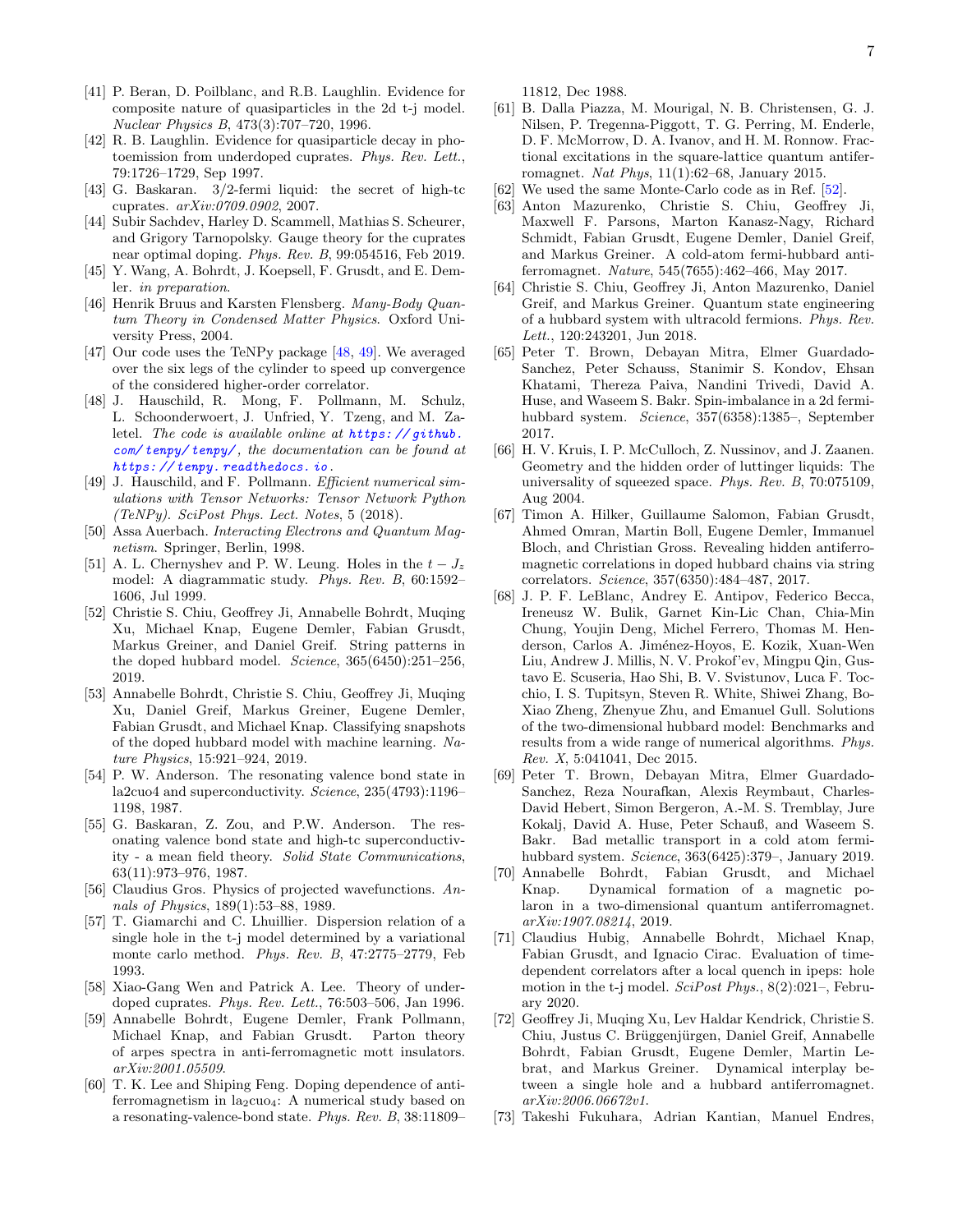[41] P. Beran, D. Poilblanc, and R.B. Laughlin. Evidence for composite nature of quasiparticles in the 2d t-j model. *Nuclear Physics B*, 473(3):707–720, 1996.

[42] R. B. Laughlin. Evidence for quasiparticle decay in photoemission from underdoped cuprates. *Phys. Rev. Lett.*, 79:1726–1729, Sep 1997.

[43] G. Baskaran. 3/2-fermi liquid: the secret of high-tc cuprates. *arXiv:0709.0902*, 2007.

[44] Subir Sachdev, Harley D. Scammell, Mathias S. Scheurer, and Grigory Tarnopolsky. Gauge theory for the cuprates near optimal doping. *Phys. Rev. B*, 99:054516, Feb 2019.

[45] Y. Wang, A. Bohrdt, J. Koepsell, F. Grusdt, and E. Demler. *in preparation*.

[46] Henrik Bruus and Karsten Flensberg. *Many-Body Quantum Theory in Condensed Matter Physics*. Oxford University Press, 2004.

[47] Our code uses the TeNPy package [48, 49]. We averaged over the six legs of the cylinder to speed up convergence of the considered higher-order correlator.

[48] J. Hauschild, R. Mong, F. Pollmann, M. Schulz, L. Schoonderwoert, J. Unfried, Y. Tzeng, and M. Zaletel. *The code is available online at https://github.com/tenpy/tenpy/, the documentation can be found at https://tenpy.readthedocs.io.*

[49] J. Hauschild, and F. Pollmann. *Efficient numerical simulations with Tensor Networks: Tensor Network Python (TeNPy). SciPost Phys. Lect. Notes*, 5 (2018).

[50] Assa Auerbach. *Interacting Electrons and Quantum Magnetism*. Springer, Berlin, 1998.

[51] A. L. Chernyshev and P. W. Leung. Holes in the $t-J_z$ model: A diagrammatic study. *Phys. Rev. B*, 60:1592–1606, Jul 1999.

[52] Christie S. Chiu, Geoffrey Ji, Annabelle Bohrdt, Muqing Xu, Michael Knap, Eugene Demler, Fabian Grusdt, Markus Greiner, and Daniel Greif. String patterns in the doped hubbard model. *Science*, 365(6450):251–256, 2019.

[53] Annabelle Bohrdt, Christie S. Chiu, Geoffrey Ji, Muqing Xu, Daniel Greif, Markus Greiner, Eugene Demler, Fabian Grusdt, and Michael Knap. Classifying snapshots of the doped hubbard model with machine learning. *Nature Physics*, 15:921–924, 2019.

[54] P. W. Anderson. The resonating valence bond state in la2cuo4 and superconductivity. *Science*, 235(4793):1196–1198, 1987.

[55] G. Baskaran, Z. Zou, and P.W. Anderson. The resonating valence bond state and high-tc superconductivity - a mean field theory. *Solid State Communications*, 63(11):973–976, 1987.

[56] Claudius Gros. Physics of projected wavefunctions. *Annals of Physics*, 189(1):53–88, 1989.

[57] T. Giamarchi and C. Lhuillier. Dispersion relation of a single hole in the t-j model determined by a variational monte carlo method. *Phys. Rev. B*, 47:2775–2779, Feb 1993.

[58] Xiao-Gang Wen and Patrick A. Lee. Theory of underdoped cuprates. *Phys. Rev. Lett.*, 76:503–506, Jan 1996.

[59] Annabelle Bohrdt, Eugene Demler, Frank Pollmann, Michael Knap, and Fabian Grusdt. Parton theory of arpes spectra in anti-ferromagnetic mott insulators. *arXiv:2001.05509*.

[60] T. K. Lee and Shiping Feng. Doping dependence of antiferromagnetism in $la_2cuo_4$: A numerical study based on a resonating-valence-bond state. *Phys. Rev. B*, 38:11809–11812, Dec 1988.

[61] B. Dalla Piazza, M. Mourigal, N. B. Christensen, G. J. Nilsen, P. Tregenna-Piggott, T. G. Perring, M. Enderle, D. F. McMorrow, D. A. Ivanov, and H. M. Ronnow. Fractional excitations in the square-lattice quantum antiferromagnet. *Nat Phys*, 11(1):62–68, January 2015.

[62] We used the same Monte-Carlo code as in Ref. [52].

[63] Anton Mazurenko, Christie S. Chiu, Geoffrey Ji, Maxwell F. Parsons, Marton Kanasz-Nagy, Richard Schmidt, Fabian Grusdt, Eugene Demler, Daniel Greif, and Markus Greiner. A cold-atom fermi-hubbard antiferromagnet. *Nature*, 545(7655):462–466, May 2017.

[64] Christie S. Chiu, Geoffrey Ji, Anton Mazurenko, Daniel Greif, and Markus Greiner. Quantum state engineering of a hubbard system with ultracold fermions. *Phys. Rev. Lett.*, 120:243201, Jun 2018.

[65] Peter T. Brown, Debayan Mitra, Elmer Guardado-Sanchez, Peter Schauss, Stanimir S. Kondov, Ehsan Khatami, Thereza Paiva, Nandini Trivedi, David A. Huse, and Waseem S. Bakr. Spin-imbalance in a 2d fermi-hubbard system. *Science*, 357(6358):1385–, September 2017.

[66] H. V. Kruis, I. P. McCulloch, Z. Nussinov, and J. Zaanen. Geometry and the hidden order of luttinger liquids: The universality of squeezed space. *Phys. Rev. B*, 70:075109, Aug 2004.

[67] Timon A. Hilker, Guillaume Salomon, Fabian Grusdt, Ahmed Omran, Martin Boll, Eugene Demler, Immanuel Bloch, and Christian Gross. Revealing hidden antiferromagnetic correlations in doped hubbard chains via string correlators. *Science*, 357(6350):484–487, 2017.

[68] J. P. F. LeBlanc, Andrey E. Antipov, Federico Becca, Ireneusz W. Bulik, Garnet Kin-Lic Chan, Chia-Min Chung, Youjin Deng, Michel Ferrero, Thomas M. Henderson, Carlos A. Jiménez-Hoyos, E. Kozik, Xuan-Wen Liu, Andrew J. Millis, N. V. Prokof'ev, Mingpu Qin, Gustavo E. Scuseria, Hao Shi, B. V. Svistunov, Luca F. Tocchio, I. S. Tupitsyn, Steven R. White, Shiwei Zhang, Bo-Xiao Zheng, Zhenyue Zhu, and Emanuel Gull. Solutions of the two-dimensional hubbard model: Benchmarks and results from a wide range of numerical algorithms. *Phys. Rev. X*, 5:041041, Dec 2015.

[69] Peter T. Brown, Debayan Mitra, Elmer Guardado-Sanchez, Reza Nourafkan, Alexis Reymbaut, Charles-David Hebert, Simon Bergeron, A.-M. S. Tremblay, Jure Kokalj, David A. Huse, Peter Schauß, and Waseem S. Bakr. Bad metallic transport in a cold atom fermi-hubbard system. *Science*, 363(6425):379–, January 2019.

[70] Annabelle Bohrdt, Fabian Grusdt, and Michael Knap. Dynamical formation of a magnetic polaron in a two-dimensional quantum antiferromagnet. *arXiv:1907.08214*, 2019.

[71] Claudius Hubig, Annabelle Bohrdt, Michael Knap, Fabian Grusdt, and Ignacio Cirac. Evaluation of time-dependent correlators after a local quench in ipeps: hole motion in the t-j model. *SciPost Phys.*, 8(2):021–, February 2020.

[72] Geoffrey Ji, Muqing Xu, Lev Haldar Kendrick, Christie S. Chiu, Justus C. Brüggenjürgen, Daniel Greif, Annabelle Bohrdt, Fabian Grusdt, Eugene Demler, Martin Lebrat, and Markus Greiner. Dynamical interplay between a single hole and a hubbard antiferromagnet. *arXiv:2006.06672v1*.

[73] Takeshi Fukuhara, Adrian Kantian, Manuel Endres,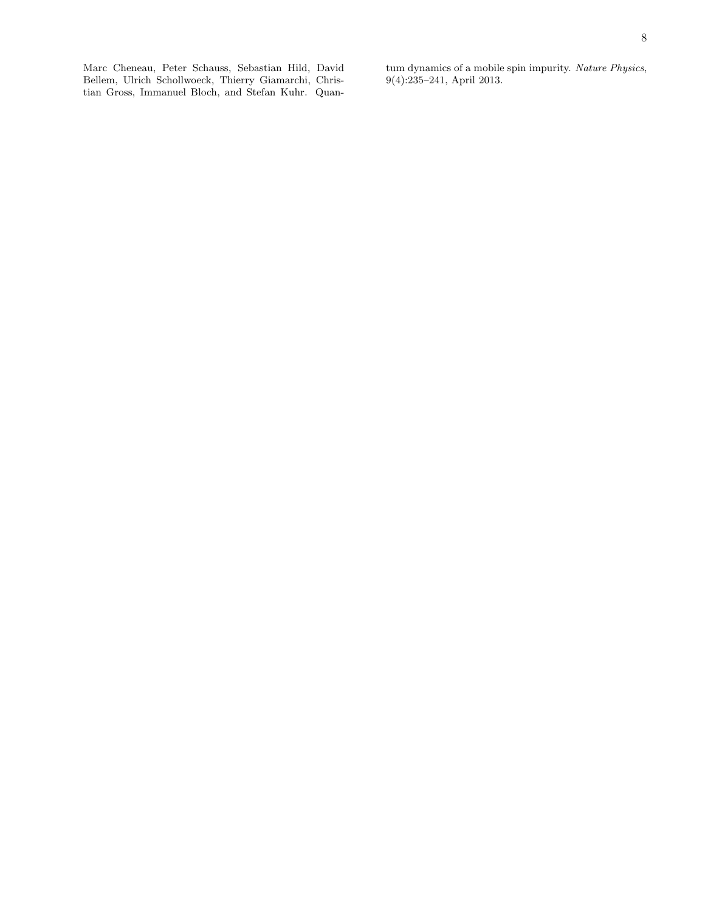Marc Cheneau, Peter Schauss, Sebastian Hild, David Bellem, Ulrich Schollwoeck, Thierry Giamarchi, Christian Gross, Immanuel Bloch, and Stefan Kuhr. Quantum dynamics of a mobile spin impurity. *Nature Physics*, 9(4):235–241, April 2013.